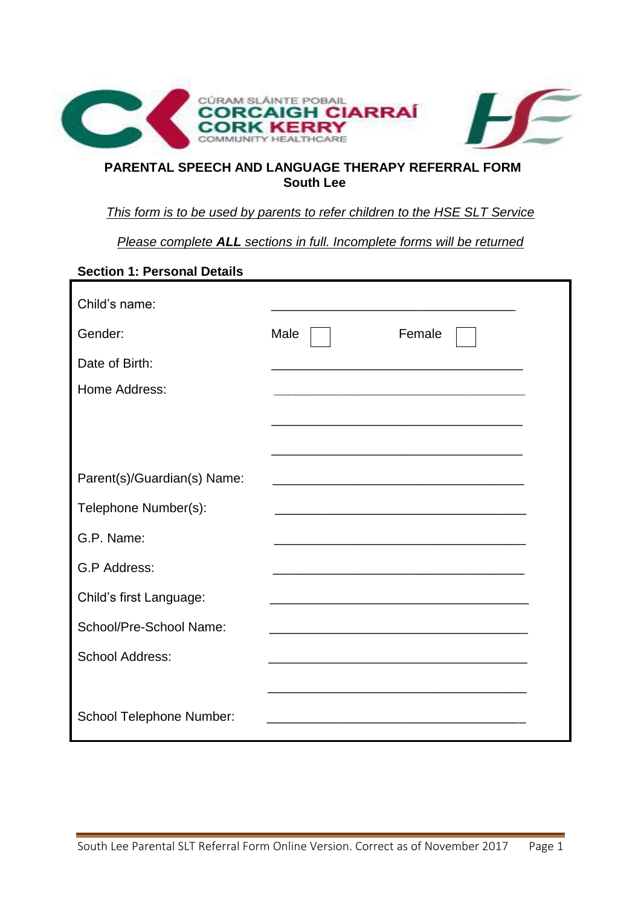CÚRAM SLÁINTE POBAIL
CORCAIGH CIARRAÍ
CORK KERRY
COMMUNITY HEALTHCARE

## PARENTAL SPEECH AND LANGUAGE THERAPY REFERRAL FORM
## South Lee

*This form is to be used by parents to refer children to the HSE SLT Service*

*Please complete **ALL** sections in full. Incomplete forms will be returned*

### Section 1: Personal Details

| | |
|---|---|
| Child's name: | ___________________________________ |
| Gender: | Male ☐ Female ☐ |
| Date of Birth: | ___________________________________ |
| Home Address: | ___________________________________ |
| | ___________________________________ |
| | ___________________________________ |
| Parent(s)/Guardian(s) Name: | ___________________________________ |
| Telephone Number(s): | ___________________________________ |
| G.P. Name: | ___________________________________ |
| G.P Address: | ___________________________________ |
| Child's first Language: | ___________________________________ |
| School/Pre-School Name: | ___________________________________ |
| School Address: | ___________________________________ |
| | ___________________________________ |
| School Telephone Number: | ___________________________________ |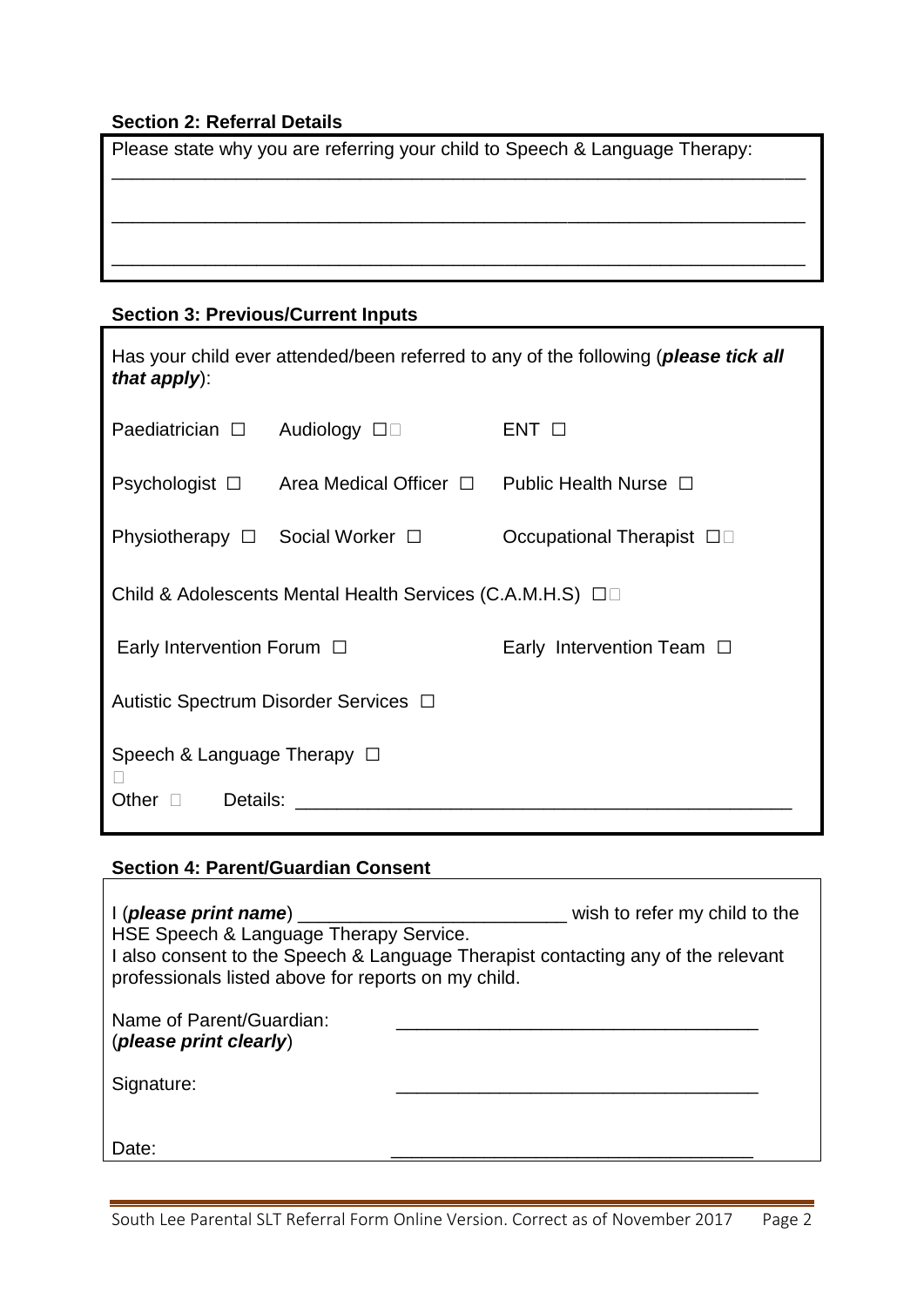**Section 2: Referral Details**

Please state why you are referring your child to Speech & Language Therapy:

______________________________________________________________________

______________________________________________________________________

______________________________________________________________________

**Section 3: Previous/Current Inputs**

Has your child ever attended/been referred to any of the following (***please tick all that apply***):

Paediatrician ☐ Audiology ☐ ENT ☐

Psychologist ☐ Area Medical Officer ☐ Public Health Nurse ☐

Physiotherapy ☐ Social Worker ☐ Occupational Therapist ☐

Child & Adolescents Mental Health Services (C.A.M.H.S) ☐

Early Intervention Forum ☐ Early Intervention Team ☐

Autistic Spectrum Disorder Services ☐

Speech & Language Therapy ☐

Other ☐ Details: ______________________________________________

**Section 4: Parent/Guardian Consent**

I (***please print name***) __________________________ wish to refer my child to the HSE Speech & Language Therapy Service.
I also consent to the Speech & Language Therapist contacting any of the relevant professionals listed above for reports on my child.

Name of Parent/Guardian: (***please print clearly***) ___________________________________

Signature: ___________________________________

Date: ___________________________________

South Lee Parental SLT Referral Form Online Version. Correct as of November 2017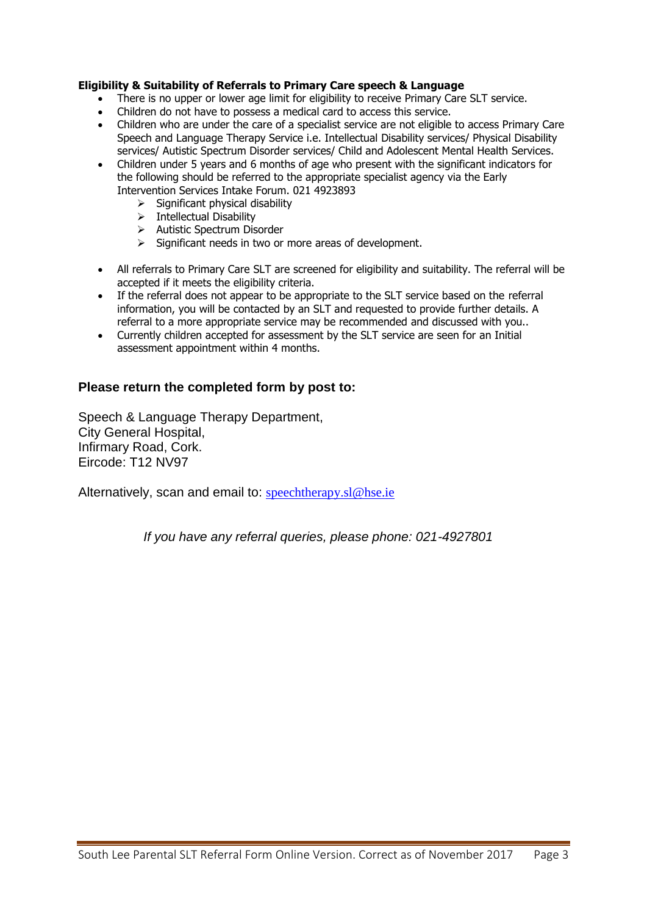**Eligibility & Suitability of Referrals to Primary Care speech & Language**

- There is no upper or lower age limit for eligibility to receive Primary Care SLT service.
- Children do not have to possess a medical card to access this service.
- Children who are under the care of a specialist service are not eligible to access Primary Care Speech and Language Therapy Service i.e. Intellectual Disability services/ Physical Disability services/ Autistic Spectrum Disorder services/ Child and Adolescent Mental Health Services.
- Children under 5 years and 6 months of age who present with the significant indicators for the following should be referred to the appropriate specialist agency via the Early Intervention Services Intake Forum. 021 4923893
  - Significant physical disability
  - Intellectual Disability
  - Autistic Spectrum Disorder
  - Significant needs in two or more areas of development.

- All referrals to Primary Care SLT are screened for eligibility and suitability. The referral will be accepted if it meets the eligibility criteria.
- If the referral does not appear to be appropriate to the SLT service based on the referral information, you will be contacted by an SLT and requested to provide further details. A referral to a more appropriate service may be recommended and discussed with you..
- Currently children accepted for assessment by the SLT service are seen for an Initial assessment appointment within 4 months.

**Please return the completed form by post to:**

Speech & Language Therapy Department,
City General Hospital,
Infirmary Road, Cork.
Eircode: T12 NV97

Alternatively, scan and email to: speechtherapy.sl@hse.ie

*If you have any referral queries, please phone: 021-4927801*